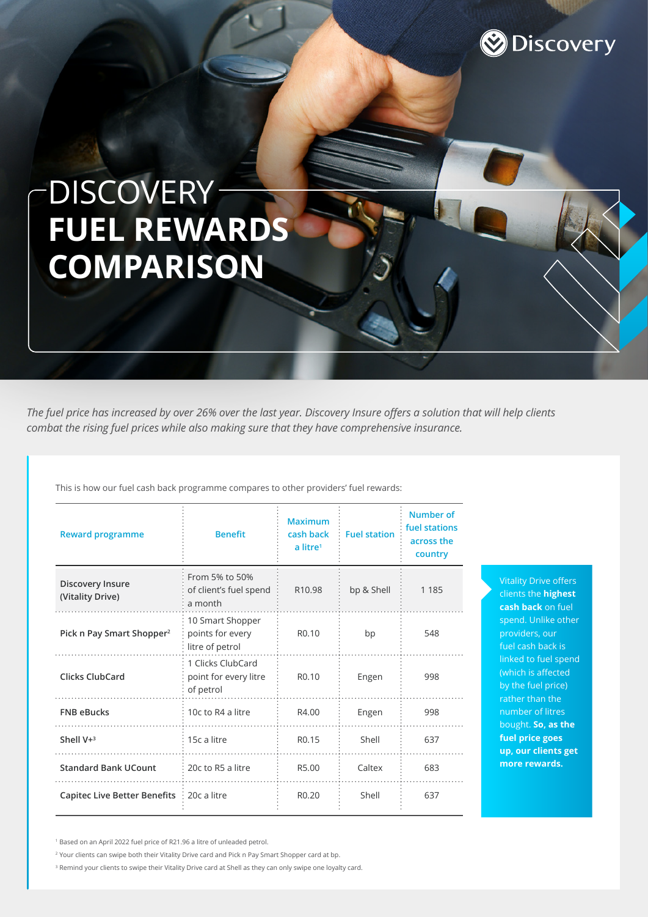# DISCOVERY FUEL REWARDS COMPARISON

*The fuel price has increased by over 26% over the last year. Discovery Insure offers a solution that will help clients combat the rising fuel prices while also making sure that they have comprehensive insurance.*

This is how our fuel cash back programme compares to other providers' fuel rewards:

| Reward programme | Benefit | Maximum cash back a litre[1] | Fuel station | Number of fuel stations across the country |
|---|---|---|---|---|
| **Discovery Insure (Vitality Drive)** | From 5% to 50% of client's fuel spend a month | R10.98 | bp & Shell | 1 185 |
| **Pick n Pay Smart Shopper[2]** | 10 Smart Shopper points for every litre of petrol | R0.10 | bp | 548 |
| **Clicks ClubCard** | 1 Clicks ClubCard point for every litre of petrol | R0.10 | Engen | 998 |
| **FNB eBucks** | 10c to R4 a litre | R4.00 | Engen | 998 |
| **Shell V+[3]** | 15c a litre | R0.15 | Shell | 637 |
| **Standard Bank UCount** | 20c to R5 a litre | R5.00 | Caltex | 683 |
| **Capitec Live Better Benefits** | 20c a litre | R0.20 | Shell | 637 |

Vitality Drive offers clients the **highest cash back** on fuel spend. Unlike other providers, our fuel cash back is linked to fuel spend (which is affected by the fuel price) rather than the number of litres bought. **So, as the fuel price goes up, our clients get more rewards.**

[1] Based on an April 2022 fuel price of R21.96 a litre of unleaded petrol.

[2] Your clients can swipe both their Vitality Drive card and Pick n Pay Smart Shopper card at bp.

[3] Remind your clients to swipe their Vitality Drive card at Shell as they can only swipe one loyalty card.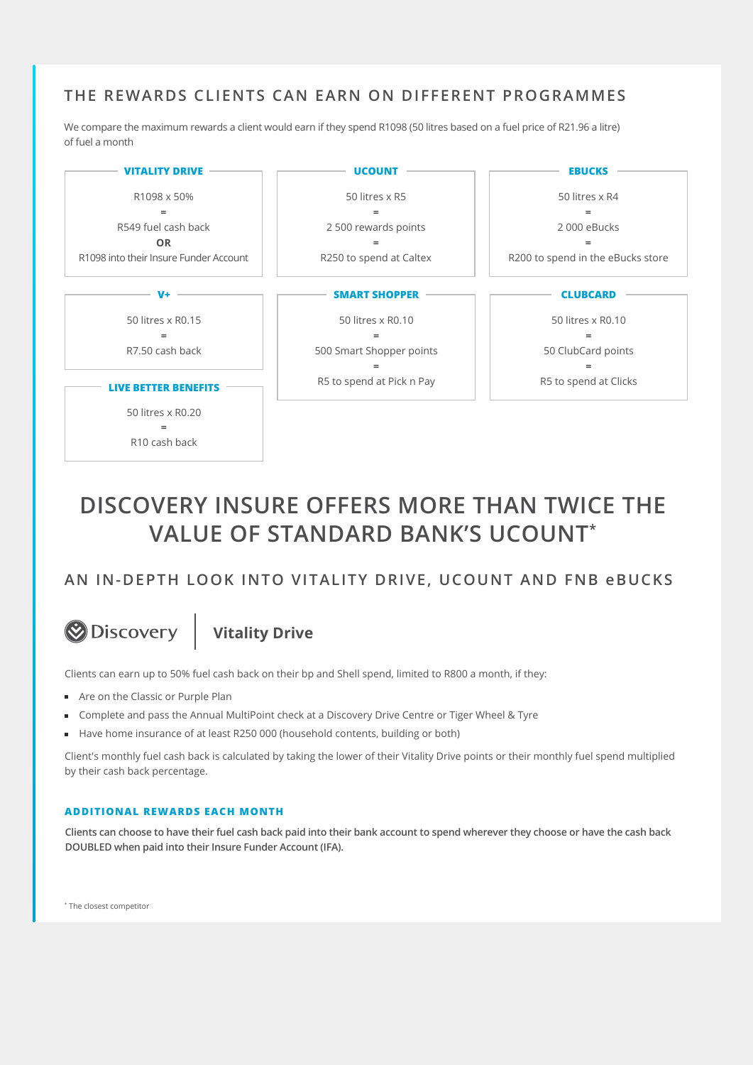## THE REWARDS CLIENTS CAN EARN ON DIFFERENT PROGRAMMES

We compare the maximum rewards a client would earn if they spend R1098 (50 litres based on a fuel price of R21.96 a litre) of fuel a month

**VITALITY DRIVE**

R1098 x 50%
=
R549 fuel cash back
**OR**
R1098 into their Insure Funder Account

**UCOUNT**

50 litres x R5
=
2 500 rewards points
=
R250 to spend at Caltex

**EBUCKS**

50 litres x R4
=
2 000 eBucks
=
R200 to spend in the eBucks store

**V+**

50 litres x R0.15
=
R7.50 cash back

**SMART SHOPPER**

50 litres x R0.10
=
500 Smart Shopper points
=
R5 to spend at Pick n Pay

**CLUBCARD**

50 litres x R0.10
=
50 ClubCard points
=
R5 to spend at Clicks

**LIVE BETTER BENEFITS**

50 litres x R0.20
=
R10 cash back

# DISCOVERY INSURE OFFERS MORE THAN TWICE THE VALUE OF STANDARD BANK'S UCOUNT*

## AN IN-DEPTH LOOK INTO VITALITY DRIVE, UCOUNT AND FNB eBUCKS

### Discovery | Vitality Drive

Clients can earn up to 50% fuel cash back on their bp and Shell spend, limited to R800 a month, if they:

- Are on the Classic or Purple Plan
- Complete and pass the Annual MultiPoint check at a Discovery Drive Centre or Tiger Wheel & Tyre
- Have home insurance of at least R250 000 (household contents, building or both)

Client's monthly fuel cash back is calculated by taking the lower of their Vitality Drive points or their monthly fuel spend multiplied by their cash back percentage.

#### ADDITIONAL REWARDS EACH MONTH

**Clients can choose to have their fuel cash back paid into their bank account to spend wherever they choose or have the cash back DOUBLED when paid into their Insure Funder Account (IFA).**

* The closest competitor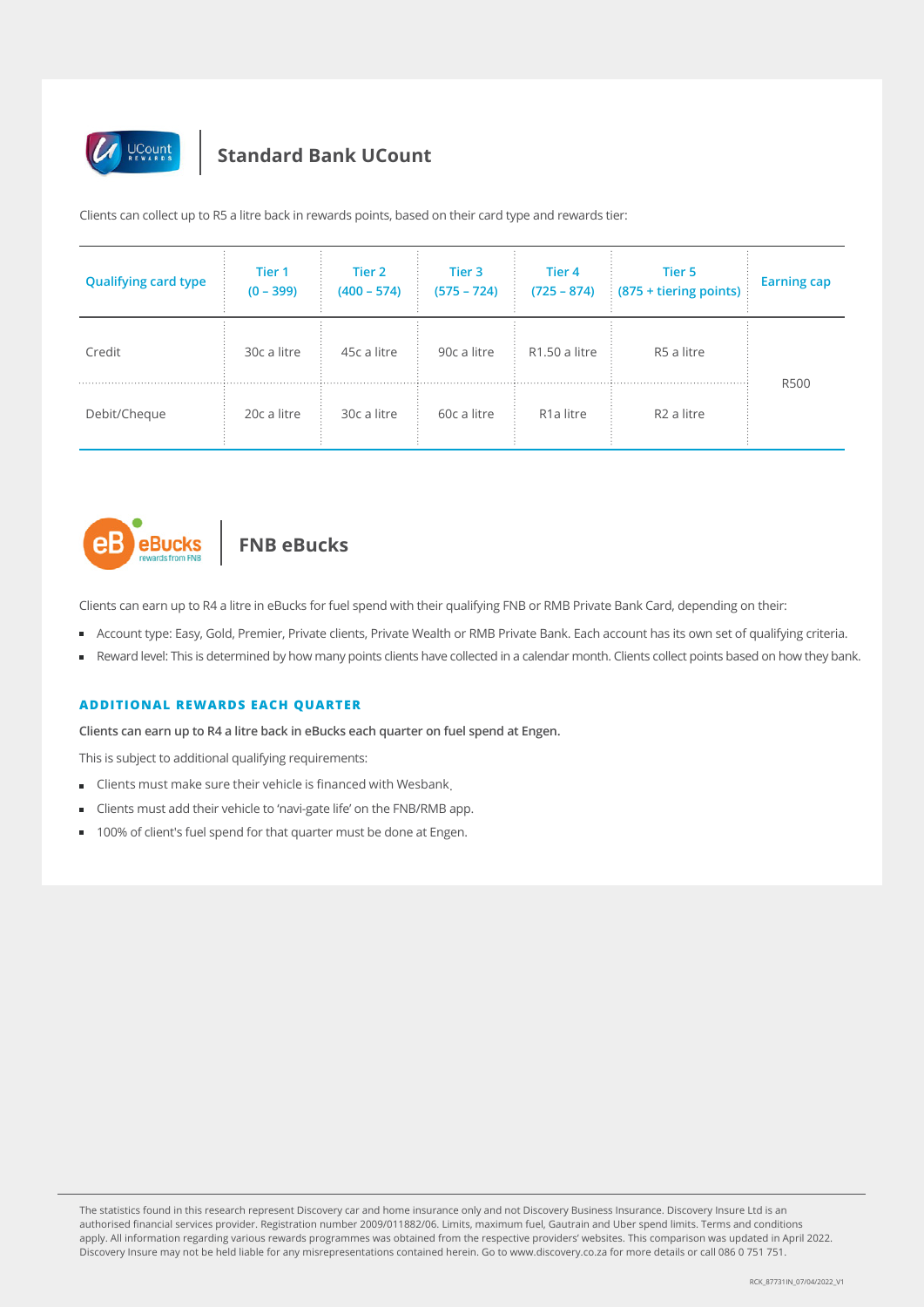## Standard Bank UCount

Clients can collect up to R5 a litre back in rewards points, based on their card type and rewards tier:

| Qualifying card type | Tier 1 (0 – 399) | Tier 2 (400 – 574) | Tier 3 (575 – 724) | Tier 4 (725 – 874) | Tier 5 (875 + tiering points) | Earning cap |
|---|---|---|---|---|---|---|
| Credit | 30c a litre | 45c a litre | 90c a litre | R1.50 a litre | R5 a litre | R500 |
| Debit/Cheque | 20c a litre | 30c a litre | 60c a litre | R1a litre | R2 a litre | |

## FNB eBucks

Clients can earn up to R4 a litre in eBucks for fuel spend with their qualifying FNB or RMB Private Bank Card, depending on their:

- Account type: Easy, Gold, Premier, Private clients, Private Wealth or RMB Private Bank. Each account has its own set of qualifying criteria.
- Reward level: This is determined by how many points clients have collected in a calendar month. Clients collect points based on how they bank.

### ADDITIONAL REWARDS EACH QUARTER

**Clients can earn up to R4 a litre back in eBucks each quarter on fuel spend at Engen.**

This is subject to additional qualifying requirements:

- Clients must make sure their vehicle is financed with Wesbank.
- Clients must add their vehicle to 'navi-gate life' on the FNB/RMB app.
- 100% of client's fuel spend for that quarter must be done at Engen.

The statistics found in this research represent Discovery car and home insurance only and not Discovery Business Insurance. Discovery Insure Ltd is an authorised financial services provider. Registration number 2009/011882/06. Limits, maximum fuel, Gautrain and Uber spend limits. Terms and conditions apply. All information regarding various rewards programmes was obtained from the respective providers' websites. This comparison was updated in April 2022. Discovery Insure may not be held liable for any misrepresentations contained herein. Go to www.discovery.co.za for more details or call 086 0 751 751.

RCK_87731IN_07/04/2022_V1